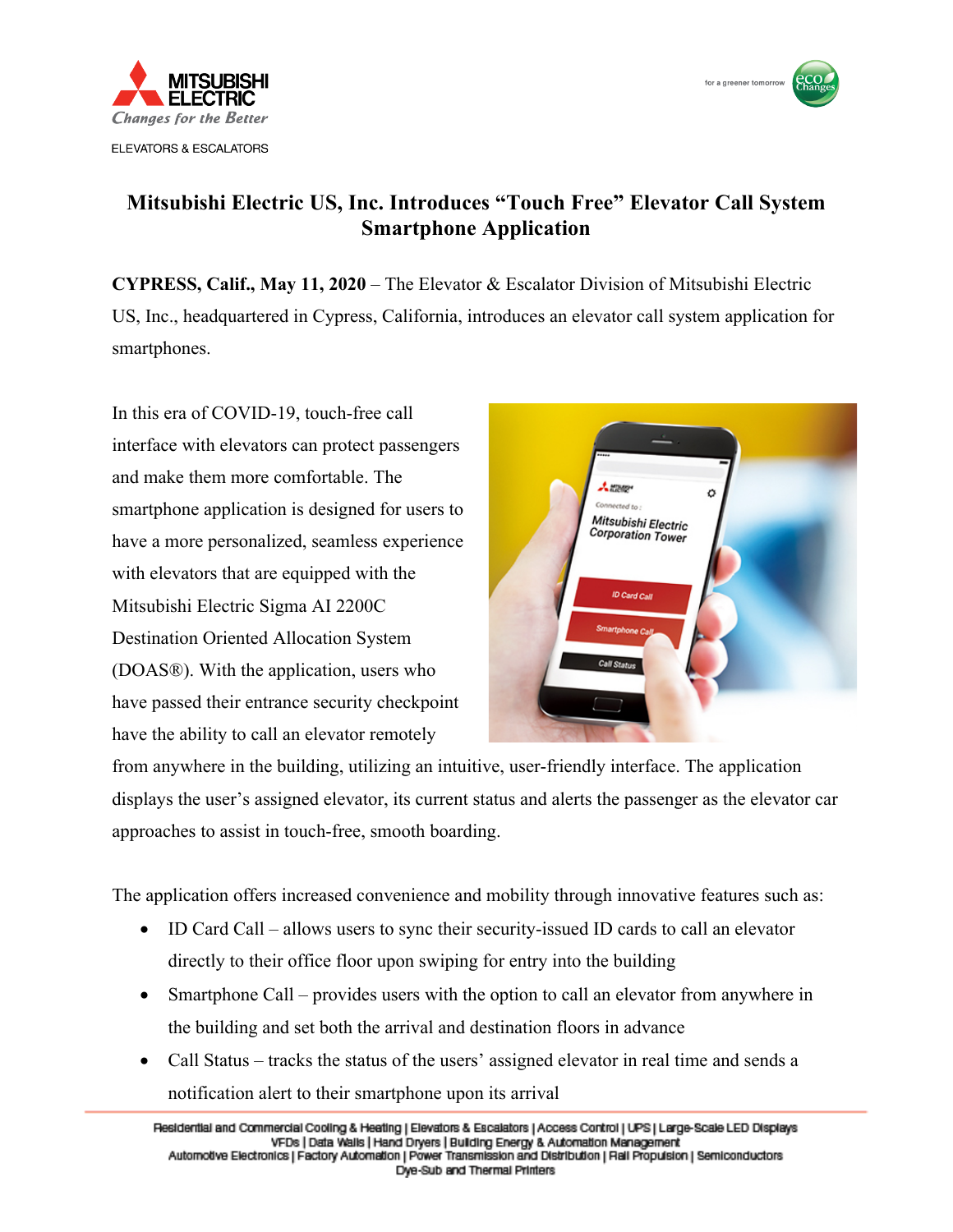MITSUBISHI ELECTRIC

*Changes for the Better*

ELEVATORS & ESCALATORS

# Mitsubishi Electric US, Inc. Introduces "Touch Free" Elevator Call System Smartphone Application

**CYPRESS, Calif., May 11, 2020** – The Elevator & Escalator Division of Mitsubishi Electric US, Inc., headquartered in Cypress, California, introduces an elevator call system application for smartphones.

In this era of COVID-19, touch-free call interface with elevators can protect passengers and make them more comfortable. The smartphone application is designed for users to have a more personalized, seamless experience with elevators that are equipped with the Mitsubishi Electric Sigma AI 2200C Destination Oriented Allocation System (DOAS®). With the application, users who have passed their entrance security checkpoint have the ability to call an elevator remotely from anywhere in the building, utilizing an intuitive, user-friendly interface. The application displays the user's assigned elevator, its current status and alerts the passenger as the elevator car approaches to assist in touch-free, smooth boarding.

The application offers increased convenience and mobility through innovative features such as:

- ID Card Call – allows users to sync their security-issued ID cards to call an elevator directly to their office floor upon swiping for entry into the building
- Smartphone Call – provides users with the option to call an elevator from anywhere in the building and set both the arrival and destination floors in advance
- Call Status – tracks the status of the users' assigned elevator in real time and sends a notification alert to their smartphone upon its arrival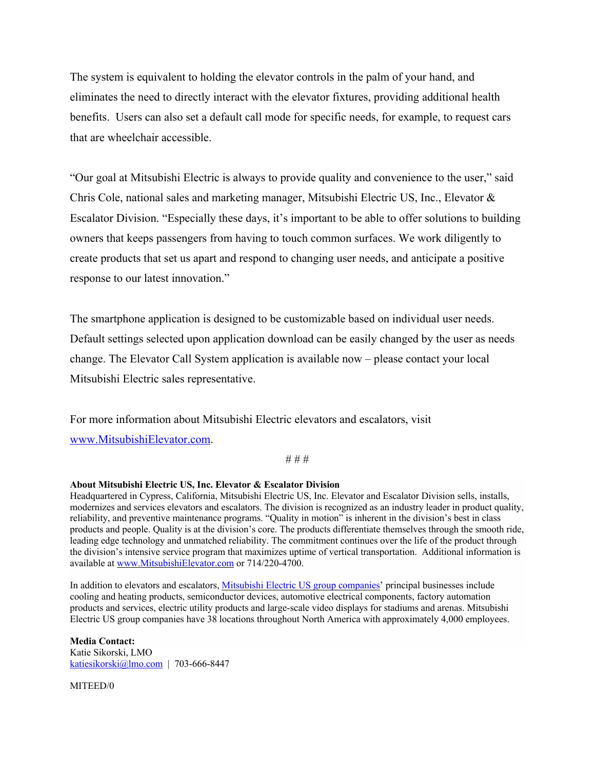The system is equivalent to holding the elevator controls in the palm of your hand, and eliminates the need to directly interact with the elevator fixtures, providing additional health benefits. Users can also set a default call mode for specific needs, for example, to request cars that are wheelchair accessible.

"Our goal at Mitsubishi Electric is always to provide quality and convenience to the user," said Chris Cole, national sales and marketing manager, Mitsubishi Electric US, Inc., Elevator & Escalator Division. "Especially these days, it's important to be able to offer solutions to building owners that keeps passengers from having to touch common surfaces. We work diligently to create products that set us apart and respond to changing user needs, and anticipate a positive response to our latest innovation."

The smartphone application is designed to be customizable based on individual user needs. Default settings selected upon application download can be easily changed by the user as needs change. The Elevator Call System application is available now – please contact your local Mitsubishi Electric sales representative.

For more information about Mitsubishi Electric elevators and escalators, visit [www.MitsubishiElevator.com](http://www.MitsubishiElevator.com).

# # #

**About Mitsubishi Electric US, Inc. Elevator & Escalator Division**
Headquartered in Cypress, California, Mitsubishi Electric US, Inc. Elevator and Escalator Division sells, installs, modernizes and services elevators and escalators. The division is recognized as an industry leader in product quality, reliability, and preventive maintenance programs. "Quality in motion" is inherent in the division's best in class products and people. Quality is at the division's core. The products differentiate themselves through the smooth ride, leading edge technology and unmatched reliability. The commitment continues over the life of the product through the division's intensive service program that maximizes uptime of vertical transportation. Additional information is available at [www.MitsubishiElevator.com](http://www.MitsubishiElevator.com) or 714/220-4700.

In addition to elevators and escalators, Mitsubishi Electric US group companies' principal businesses include cooling and heating products, semiconductor devices, automotive electrical components, factory automation products and services, electric utility products and large-scale video displays for stadiums and arenas. Mitsubishi Electric US group companies have 38 locations throughout North America with approximately 4,000 employees.

**Media Contact:**
Katie Sikorski, LMO
katiesikorski@lmo.com | 703-666-8447

MITEED/0